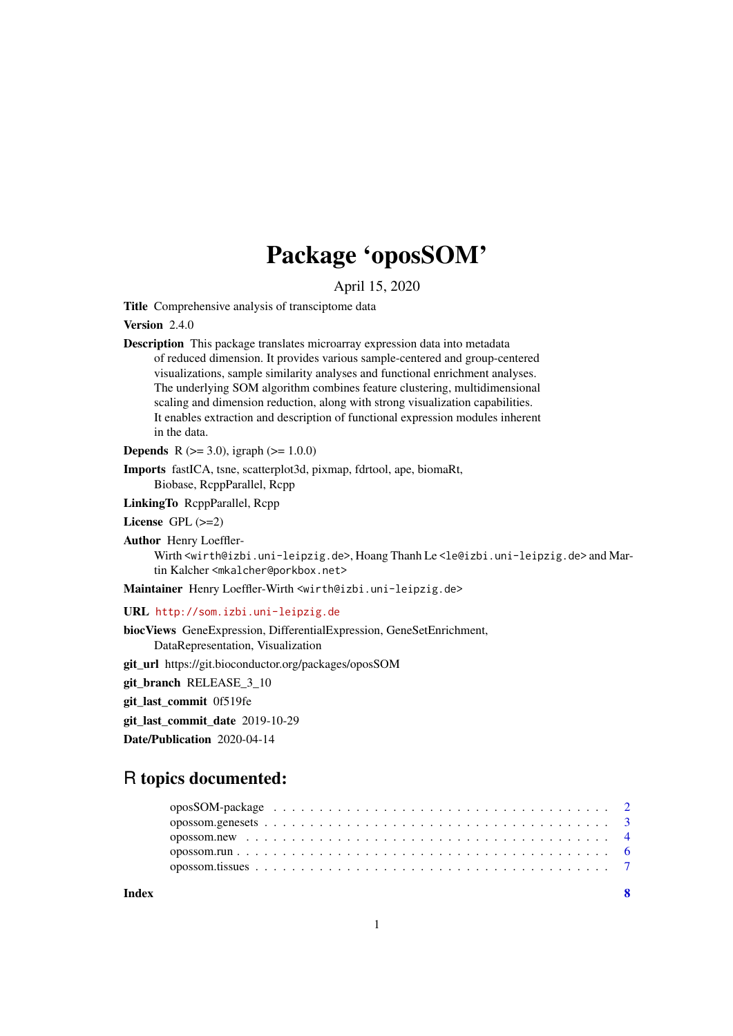# Package 'oposSOM'

April 15, 2020

**Title** Comprehensive analysis of transciptome data

**Version** 2.4.0

**Description** This package translates microarray expression data into metadata of reduced dimension. It provides various sample-centered and group-centered visualizations, sample similarity analyses and functional enrichment analyses. The underlying SOM algorithm combines feature clustering, multidimensional scaling and dimension reduction, along with strong visualization capabilities. It enables extraction and description of functional expression modules inherent in the data.

**Depends** R (>= 3.0), igraph (>= 1.0.0)

**Imports** fastICA, tsne, scatterplot3d, pixmap, fdrtool, ape, biomaRt, Biobase, RcppParallel, Rcpp

**LinkingTo** RcppParallel, Rcpp

**License** GPL (>=2)

**Author** Henry Loeffler-Wirth <wirth@izbi.uni-leipzig.de>, Hoang Thanh Le <le@izbi.uni-leipzig.de> and Martin Kalcher <mkalcher@porkbox.net>

**Maintainer** Henry Loeffler-Wirth <wirth@izbi.uni-leipzig.de>

**URL** http://som.izbi.uni-leipzig.de

**biocViews** GeneExpression, DifferentialExpression, GeneSetEnrichment, DataRepresentation, Visualization

**git_url** https://git.bioconductor.org/packages/oposSOM

**git_branch** RELEASE_3_10

**git_last_commit** 0f519fe

**git_last_commit_date** 2019-10-29

**Date/Publication** 2020-04-14

## R topics documented:

- oposSOM-package . . . . . . . . . . . . . . . . . . . . . . . . . . . . . . . . . . . . 2
- opossom.genesets . . . . . . . . . . . . . . . . . . . . . . . . . . . . . . . . . . . . 3
- opossom.new . . . . . . . . . . . . . . . . . . . . . . . . . . . . . . . . . . . . . . 4
- opossom.run . . . . . . . . . . . . . . . . . . . . . . . . . . . . . . . . . . . . . . 6
- opossom.tissues . . . . . . . . . . . . . . . . . . . . . . . . . . . . . . . . . . . . 7

**Index** 8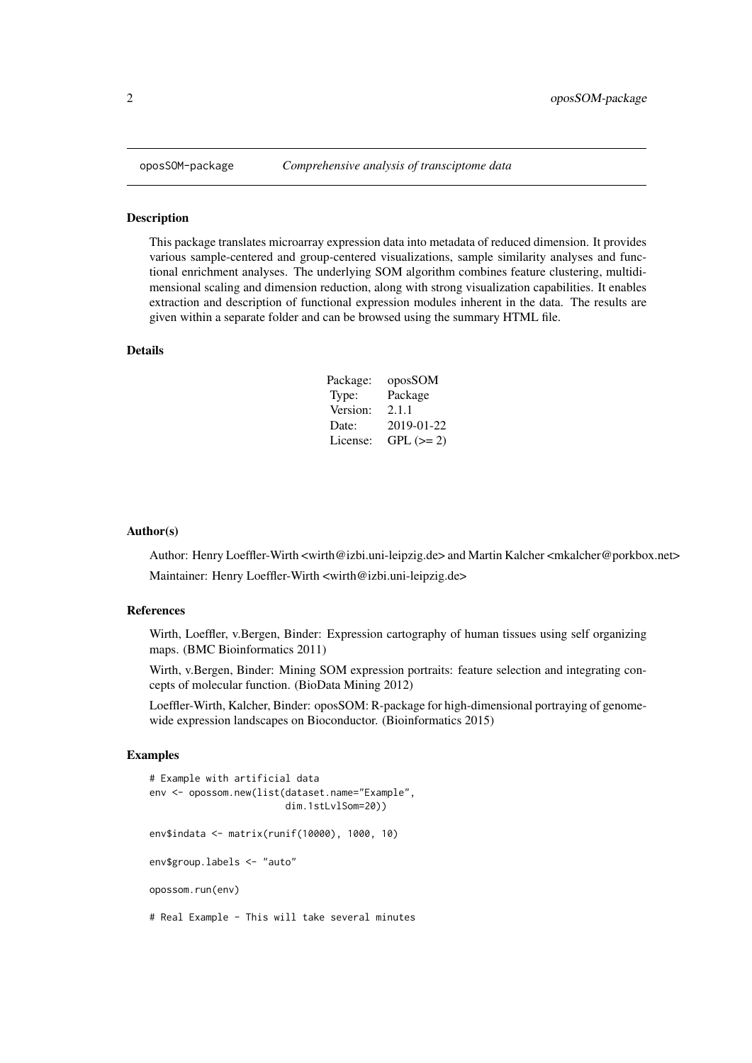## oposSOM-package *Comprehensive analysis of transciptome data*

### Description

This package translates microarray expression data into metadata of reduced dimension. It provides various sample-centered and group-centered visualizations, sample similarity analyses and functional enrichment analyses. The underlying SOM algorithm combines feature clustering, multidimensional scaling and dimension reduction, along with strong visualization capabilities. It enables extraction and description of functional expression modules inherent in the data. The results are given within a separate folder and can be browsed using the summary HTML file.

### Details

| | |
|---|---|
| Package: | oposSOM |
| Type: | Package |
| Version: | 2.1.1 |
| Date: | 2019-01-22 |
| License: | GPL (>= 2) |

### Author(s)

Author: Henry Loeffler-Wirth <wirth@izbi.uni-leipzig.de> and Martin Kalcher <mkalcher@porkbox.net>

Maintainer: Henry Loeffler-Wirth <wirth@izbi.uni-leipzig.de>

### References

Wirth, Loeffler, v.Bergen, Binder: Expression cartography of human tissues using self organizing maps. (BMC Bioinformatics 2011)

Wirth, v.Bergen, Binder: Mining SOM expression portraits: feature selection and integrating concepts of molecular function. (BioData Mining 2012)

Loeffler-Wirth, Kalcher, Binder: oposSOM: R-package for high-dimensional portraying of genome-wide expression landscapes on Bioconductor. (Bioinformatics 2015)

### Examples

```
# Example with artificial data
env <- opossom.new(list(dataset.name="Example",
                        dim.1stLvlSom=20))

env$indata <- matrix(runif(10000), 1000, 10)

env$group.labels <- "auto"

opossom.run(env)

# Real Example - This will take several minutes
```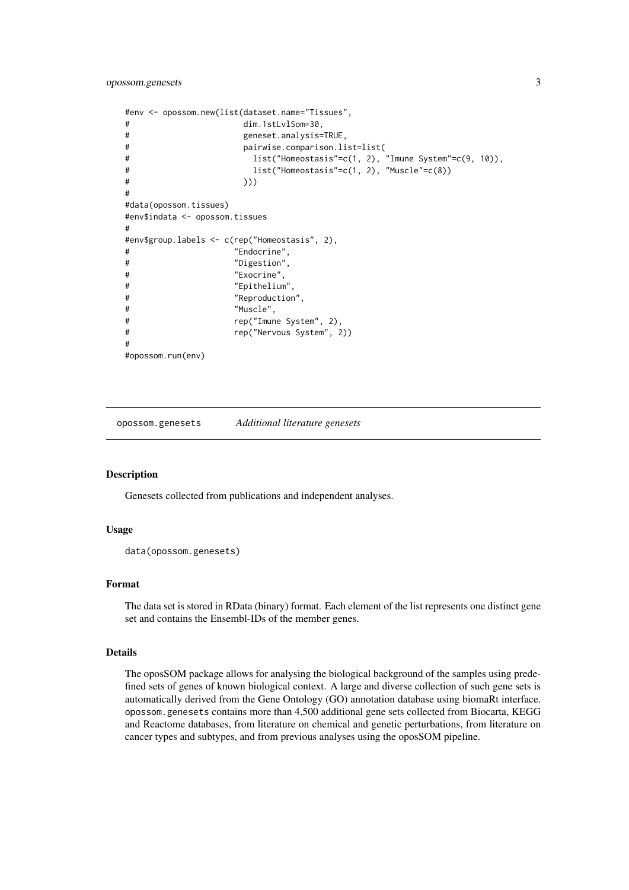```
#env <- opossom.new(list(dataset.name="Tissues",
#                       dim.1stLvlSom=30,
#                       geneset.analysis=TRUE,
#                       pairwise.comparison.list=list(
#                         list("Homeostasis"=c(1, 2), "Imune System"=c(9, 10)),
#                         list("Homeostasis"=c(1, 2), "Muscle"=c(8))
#                       )))
#
#data(opossom.tissues)
#env$indata <- opossom.tissues
#
#env$group.labels <- c(rep("Homeostasis", 2),
#                     "Endocrine",
#                     "Digestion",
#                     "Exocrine",
#                     "Epithelium",
#                     "Reproduction",
#                     "Muscle",
#                     rep("Imune System", 2),
#                     rep("Nervous System", 2))
#
#opossom.run(env)
```

## opossom.genesets — *Additional literature genesets*

### Description

Genesets collected from publications and independent analyses.

### Usage

```
data(opossom.genesets)
```

### Format

The data set is stored in RData (binary) format. Each element of the list represents one distinct gene set and contains the Ensembl-IDs of the member genes.

### Details

The oposSOM package allows for analysing the biological background of the samples using predefined sets of genes of known biological context. A large and diverse collection of such gene sets is automatically derived from the Gene Ontology (GO) annotation database using biomaRt interface. `opossom.genesets` contains more than 4,500 additional gene sets collected from Biocarta, KEGG and Reactome databases, from literature on chemical and genetic perturbations, from literature on cancer types and subtypes, and from previous analyses using the oposSOM pipeline.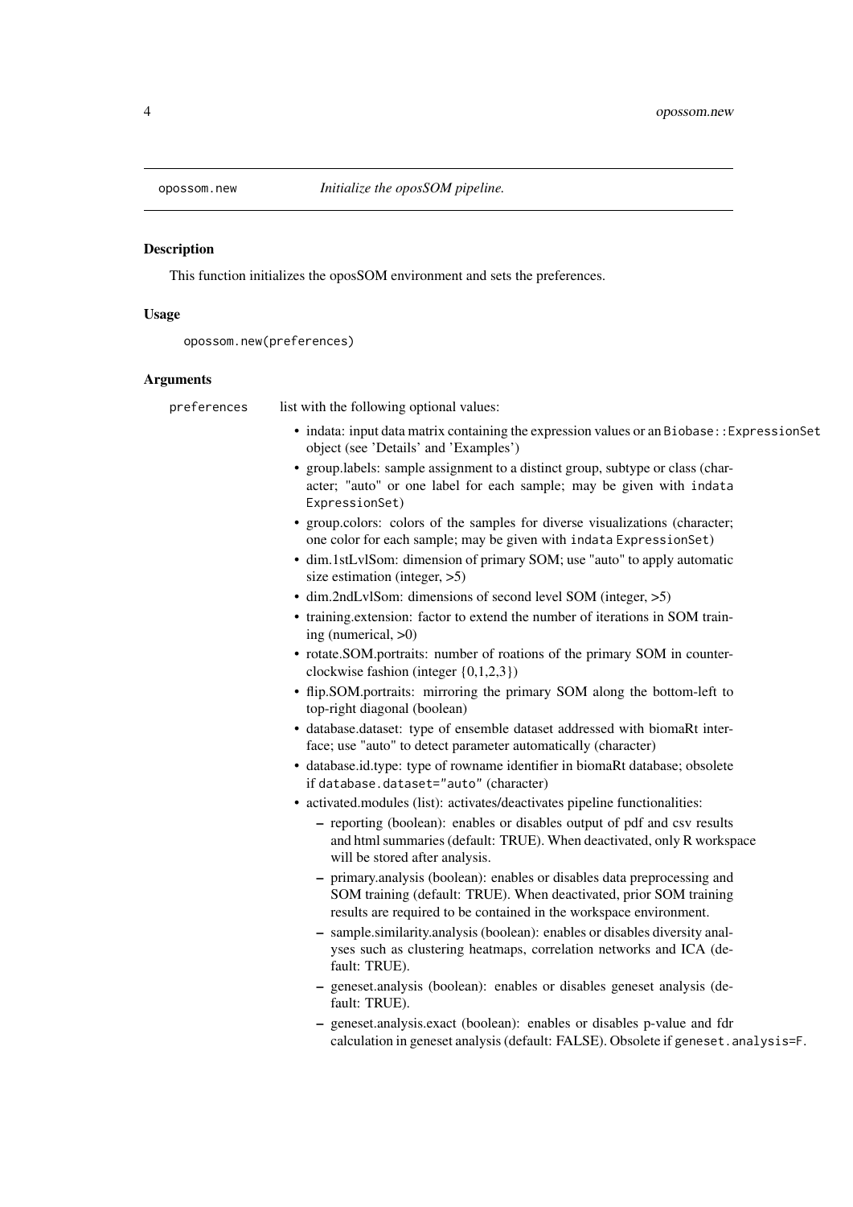`opossom.new` *Initialize the oposSOM pipeline.*

### Description

This function initializes the oposSOM environment and sets the preferences.

### Usage

```
opossom.new(preferences)
```

### Arguments

**preferences** list with the following optional values:

- indata: input data matrix containing the expression values or an `Biobase::ExpressionSet` object (see 'Details' and 'Examples')
- group.labels: sample assignment to a distinct group, subtype or class (character; "auto" or one label for each sample; may be given with `indata ExpressionSet`)
- group.colors: colors of the samples for diverse visualizations (character; one color for each sample; may be given with `indata ExpressionSet`)
- dim.1stLvlSom: dimension of primary SOM; use "auto" to apply automatic size estimation (integer, >5)
- dim.2ndLvlSom: dimensions of second level SOM (integer, >5)
- training.extension: factor to extend the number of iterations in SOM training (numerical, >0)
- rotate.SOM.portraits: number of roations of the primary SOM in counterclockwise fashion (integer {0,1,2,3})
- flip.SOM.portraits: mirroring the primary SOM along the bottom-left to top-right diagonal (boolean)
- database.dataset: type of ensemble dataset addressed with biomaRt interface; use "auto" to detect parameter automatically (character)
- database.id.type: type of rowname identifier in biomaRt database; obsolete if `database.dataset="auto"` (character)
- activated.modules (list): activates/deactivates pipeline functionalities:
  - reporting (boolean): enables or disables output of pdf and csv results and html summaries (default: TRUE). When deactivated, only R workspace will be stored after analysis.
  - primary.analysis (boolean): enables or disables data preprocessing and SOM training (default: TRUE). When deactivated, prior SOM training results are required to be contained in the workspace environment.
  - sample.similarity.analysis (boolean): enables or disables diversity analyses such as clustering heatmaps, correlation networks and ICA (default: TRUE).
  - geneset.analysis (boolean): enables or disables geneset analysis (default: TRUE).
  - geneset.analysis.exact (boolean): enables or disables p-value and fdr calculation in geneset analysis (default: FALSE). Obsolete if `geneset.analysis=F`.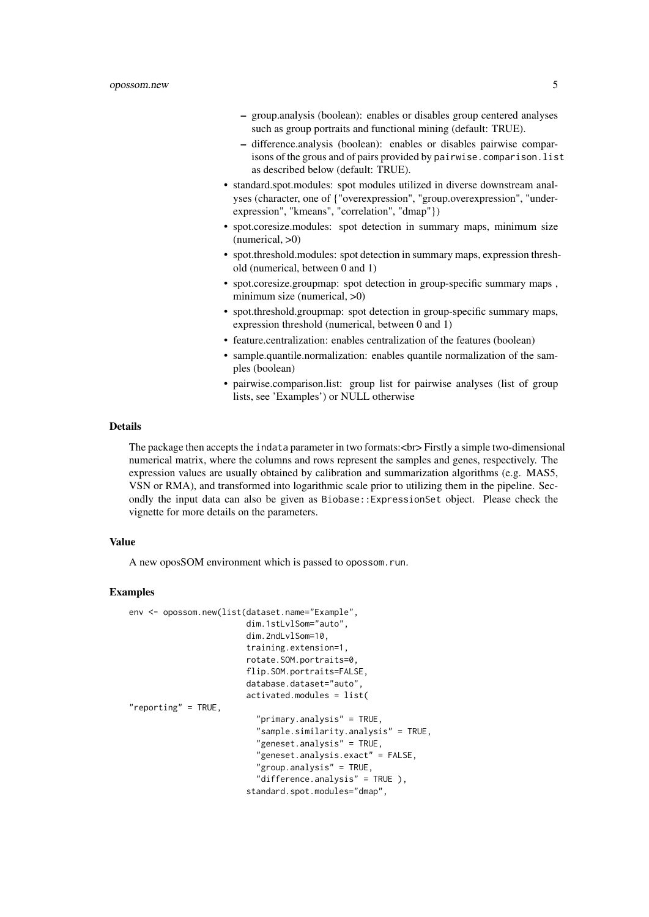- group.analysis (boolean): enables or disables group centered analyses such as group portraits and functional mining (default: TRUE).
- difference.analysis (boolean): enables or disables pairwise comparisons of the grous and of pairs provided by `pairwise.comparison.list` as described below (default: TRUE).

- standard.spot.modules: spot modules utilized in diverse downstream analyses (character, one of {"overexpression", "group.overexpression", "underexpression", "kmeans", "correlation", "dmap"})
- spot.coresize.modules: spot detection in summary maps, minimum size (numerical, >0)
- spot.threshold.modules: spot detection in summary maps, expression threshold (numerical, between 0 and 1)
- spot.coresize.groupmap: spot detection in group-specific summary maps , minimum size (numerical, >0)
- spot.threshold.groupmap: spot detection in group-specific summary maps, expression threshold (numerical, between 0 and 1)
- feature.centralization: enables centralization of the features (boolean)
- sample.quantile.normalization: enables quantile normalization of the samples (boolean)
- pairwise.comparison.list: group list for pairwise analyses (list of group lists, see 'Examples') or NULL otherwise

### Details

The package then accepts the `indata` parameter in two formats:<br> Firstly a simple two-dimensional numerical matrix, where the columns and rows represent the samples and genes, respectively. The expression values are usually obtained by calibration and summarization algorithms (e.g. MAS5, VSN or RMA), and transformed into logarithmic scale prior to utilizing them in the pipeline. Secondly the input data can also be given as `Biobase::ExpressionSet` object. Please check the vignette for more details on the parameters.

### Value

A new oposSOM environment which is passed to `opossom.run`.

### Examples

```
env <- opossom.new(list(dataset.name="Example",
                        dim.1stLvlSom="auto",
                        dim.2ndLvlSom=10,
                        training.extension=1,
                        rotate.SOM.portraits=0,
                        flip.SOM.portraits=FALSE,
                        database.dataset="auto",
                        activated.modules = list(
"reporting" = TRUE,
                          "primary.analysis" = TRUE,
                          "sample.similarity.analysis" = TRUE,
                          "geneset.analysis" = TRUE,
                          "geneset.analysis.exact" = FALSE,
                          "group.analysis" = TRUE,
                          "difference.analysis" = TRUE ),
                        standard.spot.modules="dmap",
```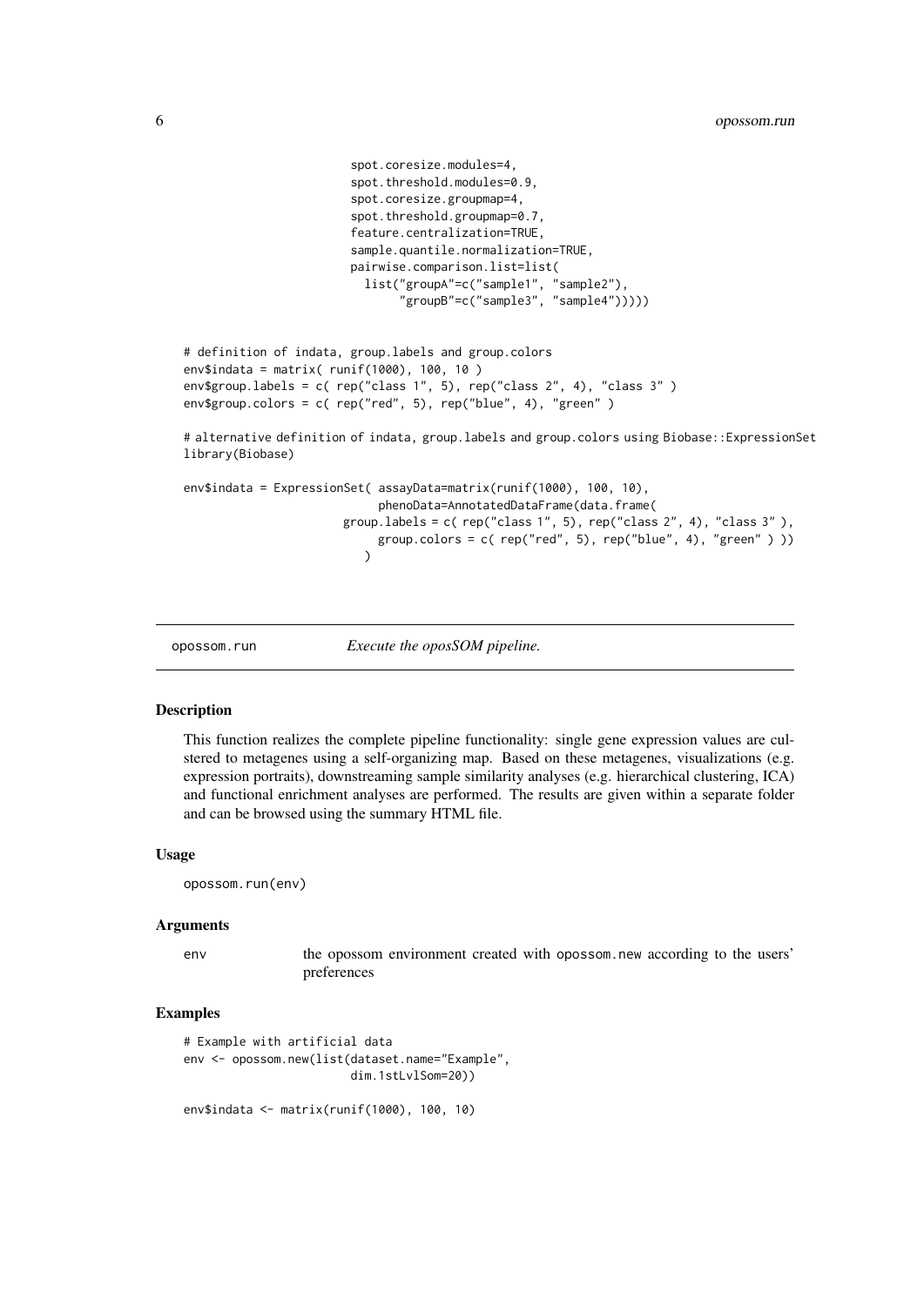```
                        spot.coresize.modules=4,
                        spot.threshold.modules=0.9,
                        spot.coresize.groupmap=4,
                        spot.threshold.groupmap=0.7,
                        feature.centralization=TRUE,
                        sample.quantile.normalization=TRUE,
                        pairwise.comparison.list=list(
                          list("groupA"=c("sample1", "sample2"),
                               "groupB"=c("sample3", "sample4")))))


# definition of indata, group.labels and group.colors
env$indata = matrix( runif(1000), 100, 10 )
env$group.labels = c( rep("class 1", 5), rep("class 2", 4), "class 3" )
env$group.colors = c( rep("red", 5), rep("blue", 4), "green" )

# alternative definition of indata, group.labels and group.colors using Biobase::ExpressionSet
library(Biobase)

env$indata = ExpressionSet( assayData=matrix(runif(1000), 100, 10),
                            phenoData=AnnotatedDataFrame(data.frame(
                      group.labels = c( rep("class 1", 5), rep("class 2", 4), "class 3" ),
                           group.colors = c( rep("red", 5), rep("blue", 4), "green" ) ))
                          )
```

## opossom.run *Execute the oposSOM pipeline.*

### Description

This function realizes the complete pipeline functionality: single gene expression values are clustered to metagenes using a self-organizing map. Based on these metagenes, visualizations (e.g. expression portraits), downstreaming sample similarity analyses (e.g. hierarchical clustering, ICA) and functional enrichment analyses are performed. The results are given within a separate folder and can be browsed using the summary HTML file.

### Usage

```
opossom.run(env)
```

### Arguments

`env` the opossom environment created with `opossom.new` according to the users' preferences

### Examples

```
# Example with artificial data
env <- opossom.new(list(dataset.name="Example",
                        dim.1stLvlSom=20))

env$indata <- matrix(runif(1000), 100, 10)
```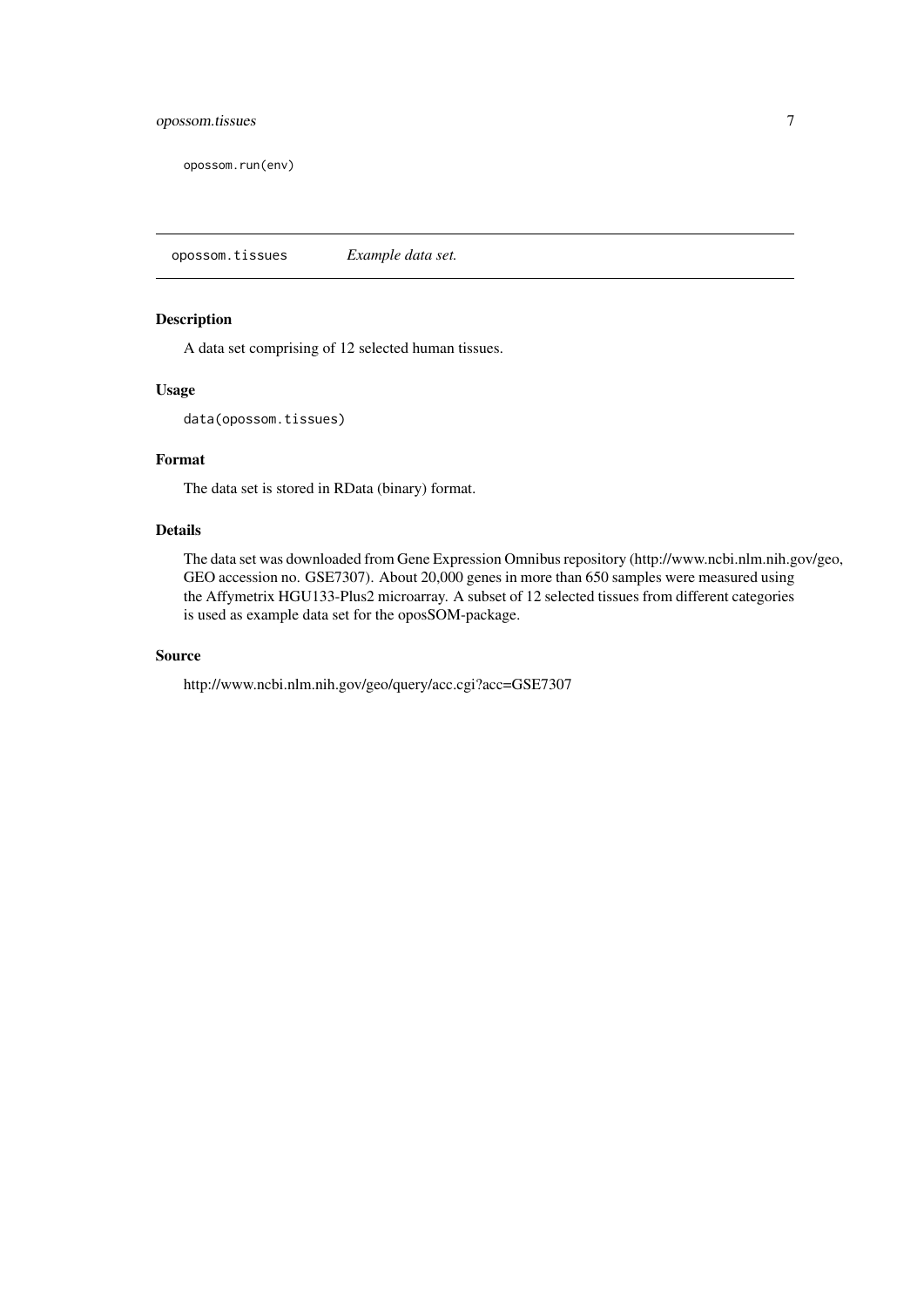```
opossom.run(env)
```

## opossom.tissues *Example data set.*

### Description

A data set comprising of 12 selected human tissues.

### Usage

```
data(opossom.tissues)
```

### Format

The data set is stored in RData (binary) format.

### Details

The data set was downloaded from Gene Expression Omnibus repository (http://www.ncbi.nlm.nih.gov/geo, GEO accession no. GSE7307). About 20,000 genes in more than 650 samples were measured using the Affymetrix HGU133-Plus2 microarray. A subset of 12 selected tissues from different categories is used as example data set for the oposSOM-package.

### Source

http://www.ncbi.nlm.nih.gov/geo/query/acc.cgi?acc=GSE7307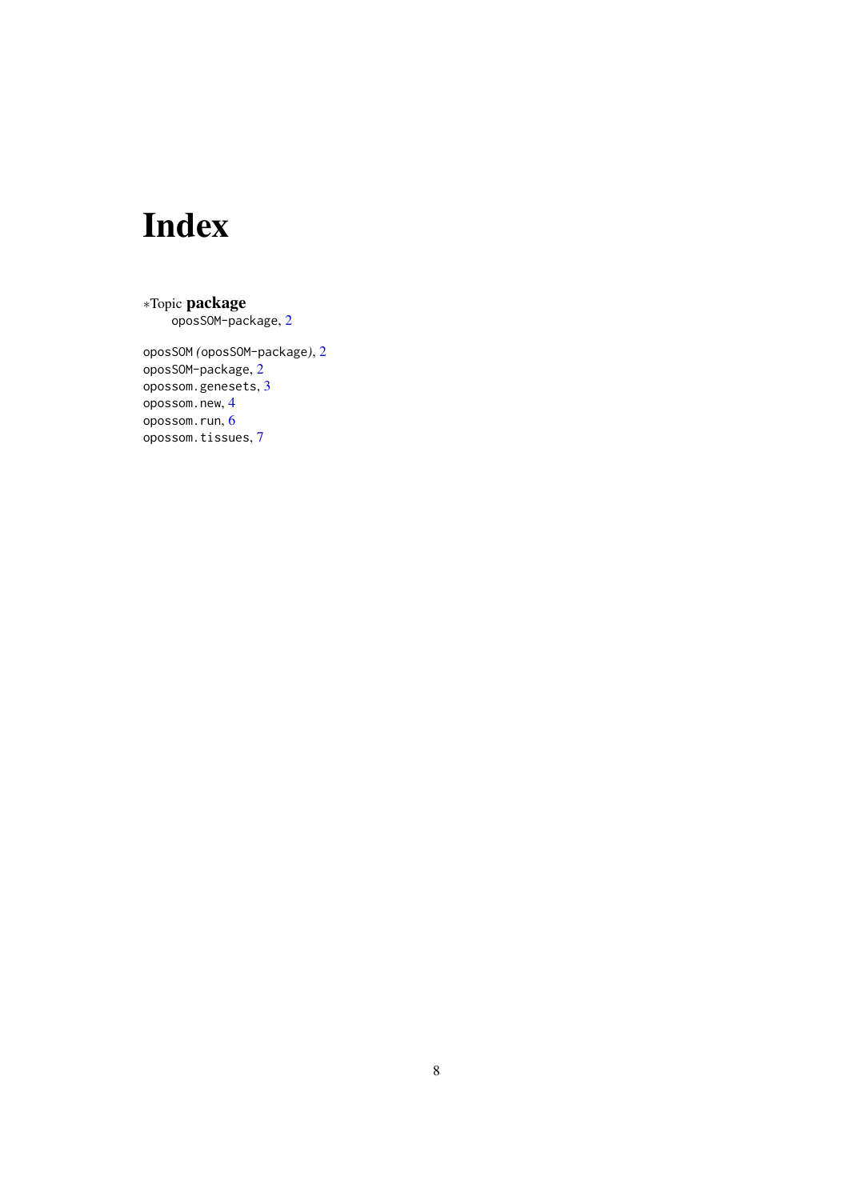# Index

*Topic **package**
  oposSOM-package, 2

oposSOM *(oposSOM-package)*, 2
oposSOM-package, 2
opossom.genesets, 3
opossom.new, 4
opossom.run, 6
opossom.tissues, 7